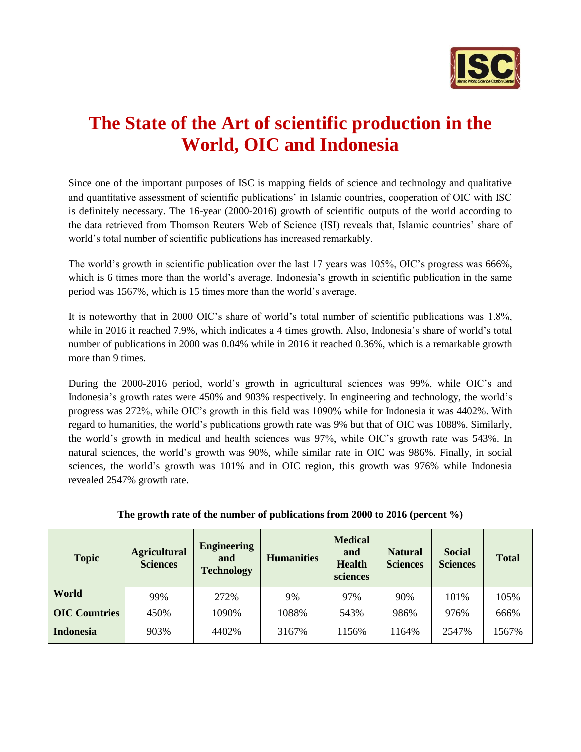# The State of the Art of scientific production in the World, OIC and Indonesia

Since one of the important purposes of ISC is mapping fields of science and technology and qualitative and quantitative assessment of scientific publications' in Islamic countries, cooperation of OIC with ISC is definitely necessary. The 16-year (2000-2016) growth of scientific outputs of the world according to the data retrieved from Thomson Reuters Web of Science (ISI) reveals that, Islamic countries' share of world's total number of scientific publications has increased remarkably.

The world's growth in scientific publication over the last 17 years was 105%, OIC's progress was 666%, which is 6 times more than the world's average. Indonesia's growth in scientific publication in the same period was 1567%, which is 15 times more than the world's average.

It is noteworthy that in 2000 OIC's share of world's total number of scientific publications was 1.8%, while in 2016 it reached 7.9%, which indicates a 4 times growth. Also, Indonesia's share of world's total number of publications in 2000 was 0.04% while in 2016 it reached 0.36%, which is a remarkable growth more than 9 times.

During the 2000-2016 period, world's growth in agricultural sciences was 99%, while OIC's and Indonesia's growth rates were 450% and 903% respectively. In engineering and technology, the world's progress was 272%, while OIC's growth in this field was 1090% while for Indonesia it was 4402%. With regard to humanities, the world's publications growth rate was 9% but that of OIC was 1088%. Similarly, the world's growth in medical and health sciences was 97%, while OIC's growth rate was 543%. In natural sciences, the world's growth was 90%, while similar rate in OIC was 986%. Finally, in social sciences, the world's growth was 101% and in OIC region, this growth was 976% while Indonesia revealed 2547% growth rate.

**The growth rate of the number of publications from 2000 to 2016 (percent %)**

| Topic | Agricultural Sciences | Engineering and Technology | Humanities | Medical and Health sciences | Natural Sciences | Social Sciences | Total |
|---|---|---|---|---|---|---|---|
| **World** | 99% | 272% | 9% | 97% | 90% | 101% | 105% |
| **OIC Countries** | 450% | 1090% | 1088% | 543% | 986% | 976% | 666% |
| **Indonesia** | 903% | 4402% | 3167% | 1156% | 1164% | 2547% | 1567% |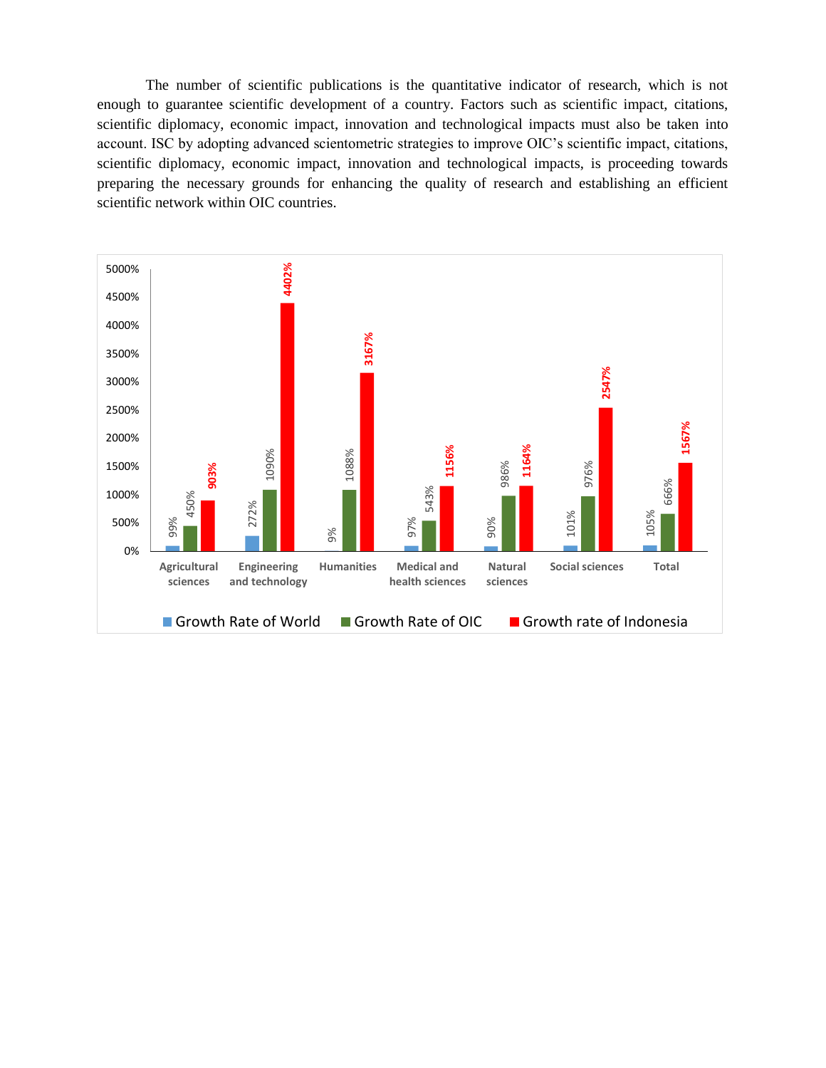The number of scientific publications is the quantitative indicator of research, which is not enough to guarantee scientific development of a country. Factors such as scientific impact, citations, scientific diplomacy, economic impact, innovation and technological impacts must also be taken into account. ISC by adopting advanced scientometric strategies to improve OIC's scientific impact, citations, scientific diplomacy, economic impact, innovation and technological impacts, is proceeding towards preparing the necessary grounds for enhancing the quality of research and establishing an efficient scientific network within OIC countries.

5000%
4500%
4000%
3500%
3000%
2500%
2000%
1500%
1000%
500%
0%

Agricultural sciences: 99%, 450%, 903%
Engineering and technology: 272%, 1090%, 4402%
Humanities: 9%, 1088%, 3167%
Medical and health sciences: 97%, 543%, 1156%
Natural sciences: 90%, 986%, 1164%
Social sciences: 101%, 976%, 2547%
Total: 105%, 666%, 1567%

Growth Rate of World
Growth Rate of OIC
Growth rate of Indonesia